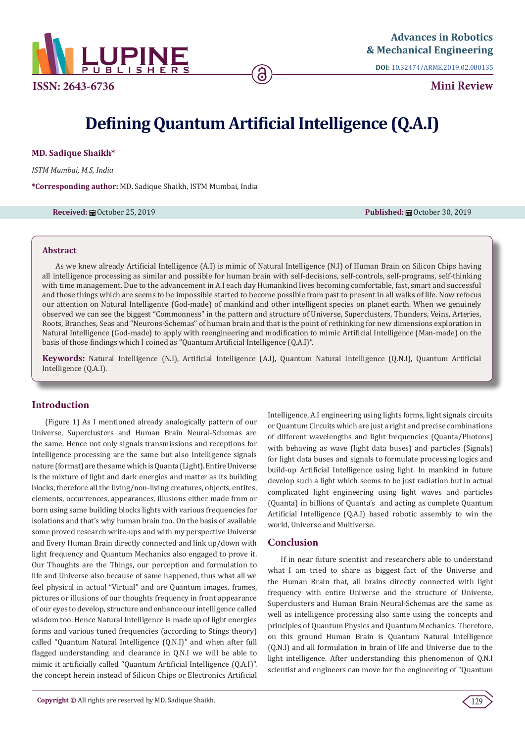Advances in Robotics & Mechanical Engineering

DOI: 10.32474/ARME.2019.02.000135

ISSN: 2643-6736

**Mini Review**

# Defining Quantum Artificial Intelligence (Q.A.I)

**MD. Sadique Shaikh***

*ISTM Mumbai, M.S, India*

***Corresponding author:** MD. Sadique Shaikh, ISTM Mumbai, India

**Received:** October 25, 2019 **Published:** October 30, 2019

## Abstract

As we knew already Artificial Intelligence (A.I) is mimic of Natural Intelligence (N.I) of Human Brain on Silicon Chips having all intelligence processing as similar and possible for human brain with self-decisions, self-controls, self-programs, self-thinking with time management. Due to the advancement in A.I each day Humankind lives becoming comfortable, fast, smart and successful and those things which are seems to be impossible started to become possible from past to present in all walks of life. Now refocus our attention on Natural Intelligence (God-made) of mankind and other intelligent species on planet earth. When we genuinely observed we can see the biggest "Commonness" in the pattern and structure of Universe, Superclusters, Thunders, Veins, Arteries, Roots, Branches, Seas and "Neurons-Schemas" of human brain and that is the point of rethinking for new dimensions exploration in Natural Intelligence (God-made) to apply with reengineering and modification to mimic Artificial Intelligence (Man-made) on the basis of those findings which I coined as "Quantum Artificial Intelligence (Q.A.I)".

**Keywords:** Natural Intelligence (N.I), Artificial Intelligence (A.I), Quantum Natural Intelligence (Q.N.I), Quantum Artificial Intelligence (Q.A.I).

## Introduction

(Figure 1) As I mentioned already analogically pattern of our Universe, Superclusters and Human Brain Neural-Schemas are the same. Hence not only signals transmissions and receptions for Intelligence processing are the same but also Intelligence signals nature (format) are the same which is Quanta (Light). Entire Universe is the mixture of light and dark energies and matter as its building blocks, therefore all the living/non-living creatures, objects, entites, elements, occurrences, appearances, illusions either made from or born using same building blocks lights with various frequencies for isolations and that's why human brain too. On the basis of available some proved research write-ups and with my perspective Universe and Every Human Brain directly connected and link up/down with light frequency and Quantum Mechanics also engaged to prove it. Our Thoughts are the Things, our perception and formulation to life and Universe also because of same happened, thus what all we feel physical in actual "Virtual" and are Quantum images, frames, pictures or illusions of our thoughts frequency in front appearance of our eyes to develop, structure and enhance our intelligence called wisdom too. Hence Natural Intelligence is made up of light energies forms and various tuned frequencies (according to Stings theory) called "Quantum Natural Intelligence (Q.N.I)" and when after full flagged understanding and clearance in Q.N.I we will be able to mimic it artificially called "Quantum Artificial Intelligence (Q.A.I)". the concept herein instead of Silicon Chips or Electronics Artificial Intelligence, A.I engineering using lights forms, light signals circuits or Quantum Circuits which are just a right and precise combinations of different wavelengths and light frequencies (Quanta/Photons) with behaving as wave (light data buses) and particles (Signals) for light data buses and signals to formulate processing logics and build-up Artificial Intelligence using light. In mankind in future develop such a light which seems to be just radiation but in actual complicated light engineering using light waves and particles (Quanta) in billions of Quanta's and acting as complete Quantum Artificial Intelligence (Q.A.I) based robotic assembly to win the world, Universe and Multiverse.

## Conclusion

If in near future scientist and researchers able to understand what I am tried to share as biggest fact of the Universe and the Human Brain that, all brains directly connected with light frequency with entire Universe and the structure of Universe, Superclusters and Human Brain Neural-Schemas are the same as well as intelligence processing also same using the concepts and principles of Quantum Physics and Quantum Mechanics. Therefore, on this ground Human Brain is Quantum Natural Intelligence (Q.N.I) and all formulation in brain of life and Universe due to the light intelligence. After understanding this phenomenon of Q.N.I scientist and engineers can move for the engineering of "Quantum

**Copyright ©** All rights are reserved by MD. Sadique Shaikh.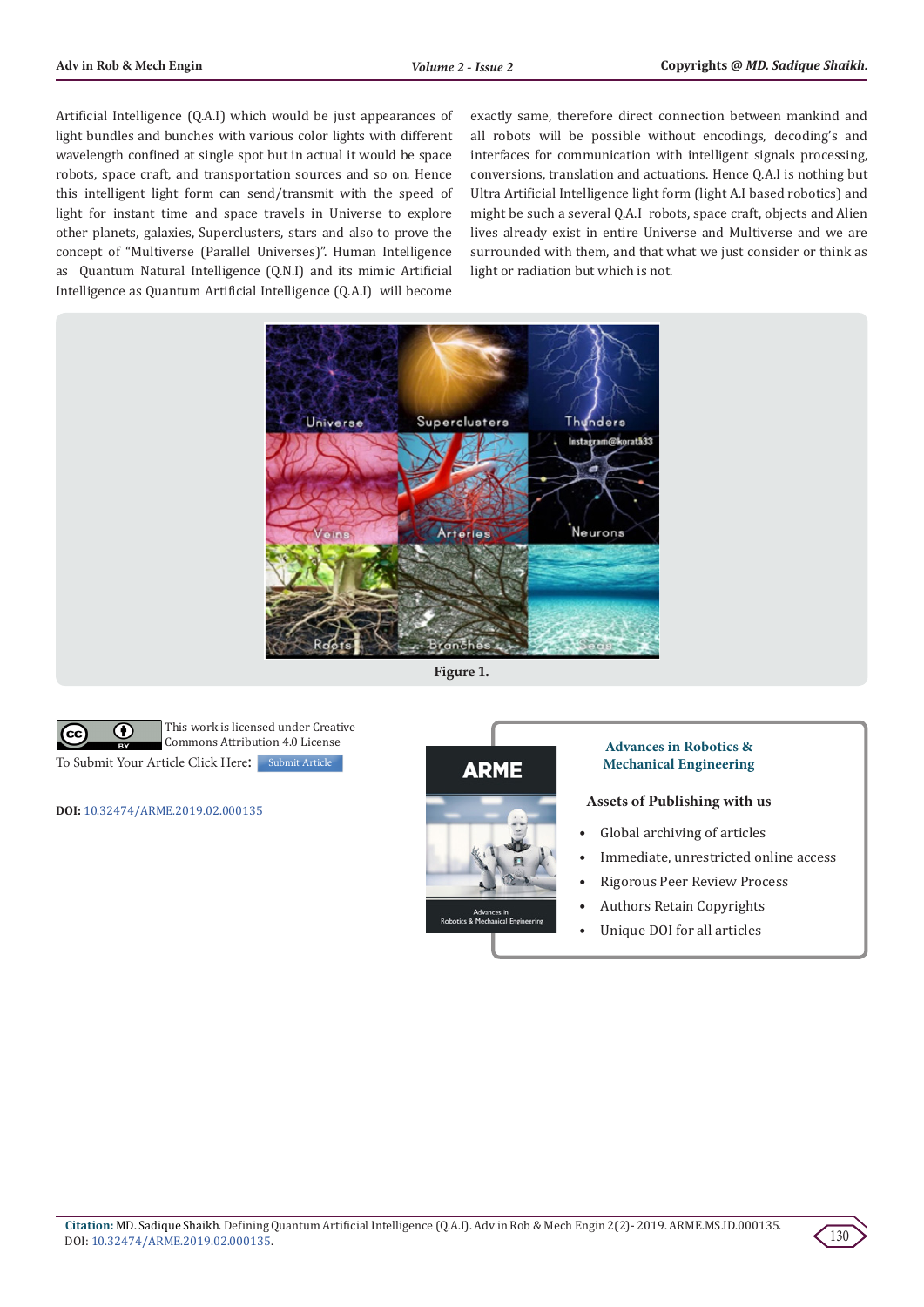Artificial Intelligence (Q.A.I) which would be just appearances of light bundles and bunches with various color lights with different wavelength confined at single spot but in actual it would be space robots, space craft, and transportation sources and so on. Hence this intelligent light form can send/transmit with the speed of light for instant time and space travels in Universe to explore other planets, galaxies, Superclusters, stars and also to prove the concept of "Multiverse (Parallel Universes)". Human Intelligence as Quantum Natural Intelligence (Q.N.I) and its mimic Artificial Intelligence as Quantum Artificial Intelligence (Q.A.I) will become exactly same, therefore direct connection between mankind and all robots will be possible without encodings, decoding's and interfaces for communication with intelligent signals processing, conversions, translation and actuations. Hence Q.A.I is nothing but Ultra Artificial Intelligence light form (light A.I based robotics) and might be such a several Q.A.I robots, space craft, objects and Alien lives already exist in entire Universe and Multiverse and we are surrounded with them, and that what we just consider or think as light or radiation but which is not.

Universe

Superclusters

Thunders

Instagram@korath33

Veins

Arteries

Neurons

Roots

Branches

Seas

Figure 1.

This work is licensed under Creative Commons Attribution 4.0 License

To Submit Your Article Click Here: Submit Article

**DOI:** 10.32474/ARME.2019.02.000135

ARME

Advances in Robotics & Mechanical Engineering

**Advances in Robotics & Mechanical Engineering**

**Assets of Publishing with us**

- Global archiving of articles
- Immediate, unrestricted online access
- Rigorous Peer Review Process
- Authors Retain Copyrights
- Unique DOI for all articles

**Citation:** MD. Sadique Shaikh. Defining Quantum Artificial Intelligence (Q.A.I). Adv in Rob & Mech Engin 2(2)- 2019. ARME.MS.ID.000135. DOI: 10.32474/ARME.2019.02.000135.